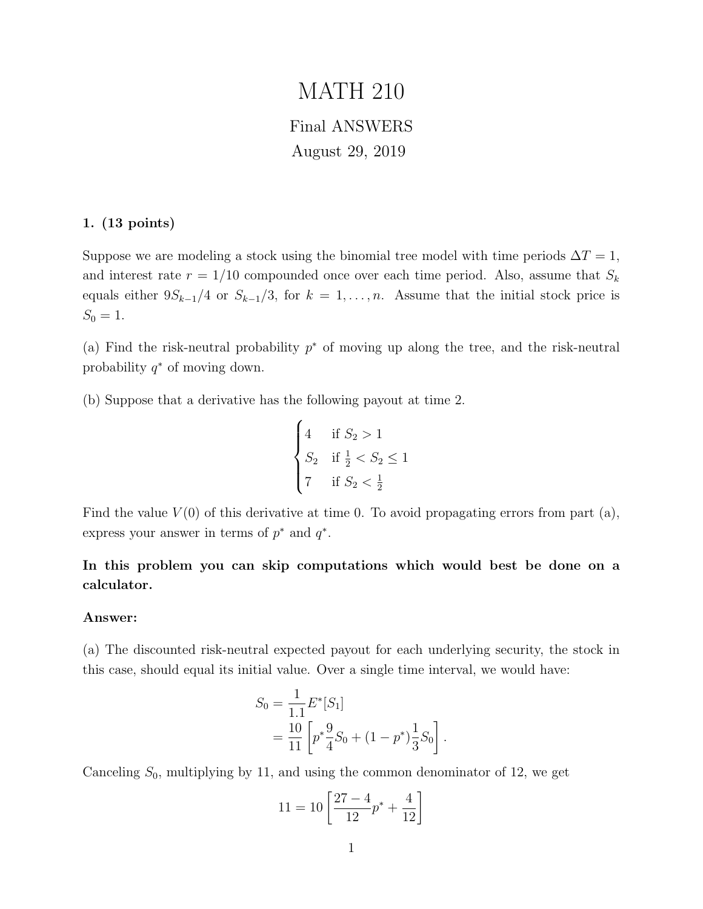# MATH 210

Final ANSWERS

August 29, 2019

**1. (13 points)**

Suppose we are modeling a stock using the binomial tree model with time periods $\Delta T = 1$, and interest rate $r = 1/10$ compounded once over each time period. Also, assume that $S_k$ equals either $9S_{k-1}/4$ or $S_{k-1}/3$, for $k = 1, \ldots, n$. Assume that the initial stock price is $S_0 = 1$.

(a) Find the risk-neutral probability $p^*$ of moving up along the tree, and the risk-neutral probability $q^*$ of moving down.

(b) Suppose that a derivative has the following payout at time 2.

$$\begin{cases} 4 & \text{if } S_2 > 1 \\ S_2 & \text{if } \frac{1}{2} < S_2 \leq 1 \\ 7 & \text{if } S_2 < \frac{1}{2} \end{cases}$$

Find the value $V(0)$ of this derivative at time 0. To avoid propagating errors from part (a), express your answer in terms of $p^*$ and $q^*$.

**In this problem you can skip computations which would best be done on a calculator.**

**Answer:**

(a) The discounted risk-neutral expected payout for each underlying security, the stock in this case, should equal its initial value. Over a single time interval, we would have:

$$\begin{aligned} S_0 &= \frac{1}{1.1} E^*[S_1] \\ &= \frac{10}{11} \left[ p^* \frac{9}{4} S_0 + (1 - p^*) \frac{1}{3} S_0 \right]. \end{aligned}$$

Canceling $S_0$, multiplying by 11, and using the common denominator of 12, we get

$$11 = 10 \left[ \frac{27 - 4}{12} p^* + \frac{4}{12} \right]$$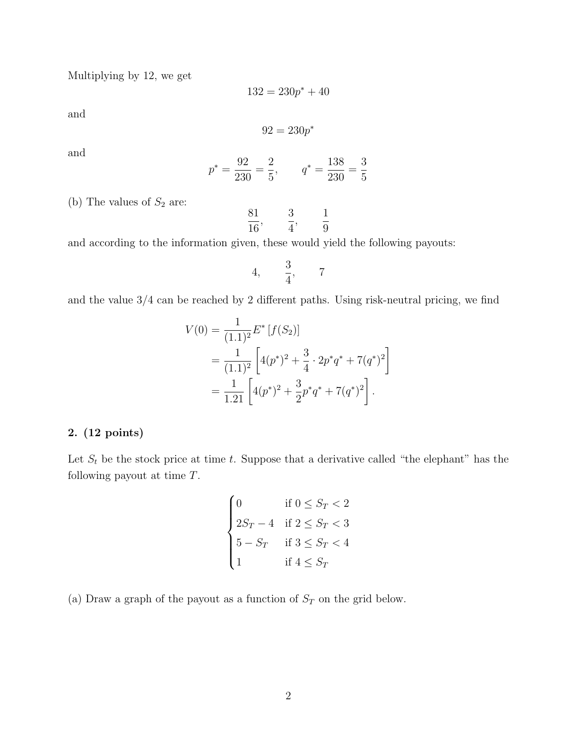Multiplying by 12, we get

$$132 = 230p^* + 40$$

and

$$92 = 230p^*$$

and

$$p^* = \frac{92}{230} = \frac{2}{5}, \qquad q^* = \frac{138}{230} = \frac{3}{5}$$

(b) The values of $S_2$ are:

$$\frac{81}{16}, \qquad \frac{3}{4}, \qquad \frac{1}{9}$$

and according to the information given, these would yield the following payouts:

$$4, \qquad \frac{3}{4}, \qquad 7$$

and the value 3/4 can be reached by 2 different paths. Using risk-neutral pricing, we find

$$\begin{aligned}
V(0) &= \frac{1}{(1.1)^2} E^* \left[ f(S_2) \right] \\
&= \frac{1}{(1.1)^2} \left[ 4(p^*)^2 + \frac{3}{4} \cdot 2p^* q^* + 7(q^*)^2 \right] \\
&= \frac{1}{1.21} \left[ 4(p^*)^2 + \frac{3}{2} p^* q^* + 7(q^*)^2 \right].
\end{aligned}$$

**2. (12 points)**

Let $S_t$ be the stock price at time $t$. Suppose that a derivative called "the elephant" has the following payout at time $T$.

$$\begin{cases}
0 & \text{if } 0 \leq S_T < 2 \\
2S_T - 4 & \text{if } 2 \leq S_T < 3 \\
5 - S_T & \text{if } 3 \leq S_T < 4 \\
1 & \text{if } 4 \leq S_T
\end{cases}$$

(a) Draw a graph of the payout as a function of $S_T$ on the grid below.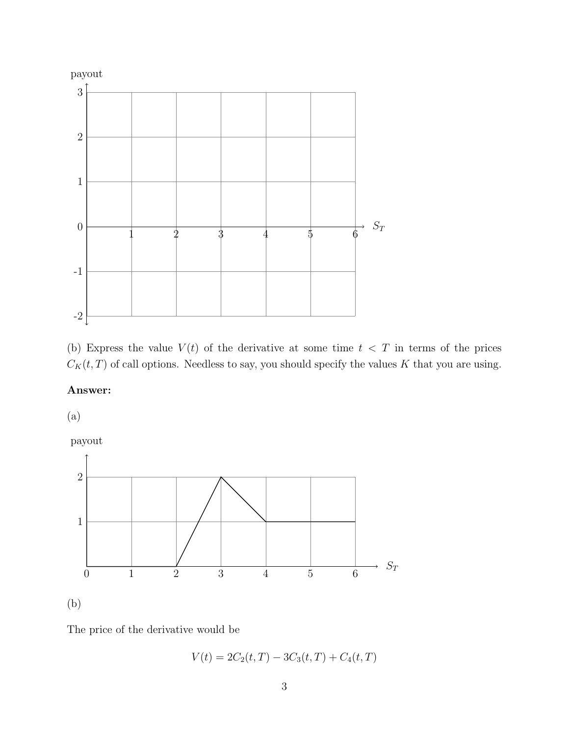(b) Express the value $V(t)$ of the derivative at some time $t < T$ in terms of the prices $C_K(t,T)$ of call options. Needless to say, you should specify the values $K$ that you are using.

**Answer:**

(a)

(b)

The price of the derivative would be

$$V(t) = 2C_2(t,T) - 3C_3(t,T) + C_4(t,T)$$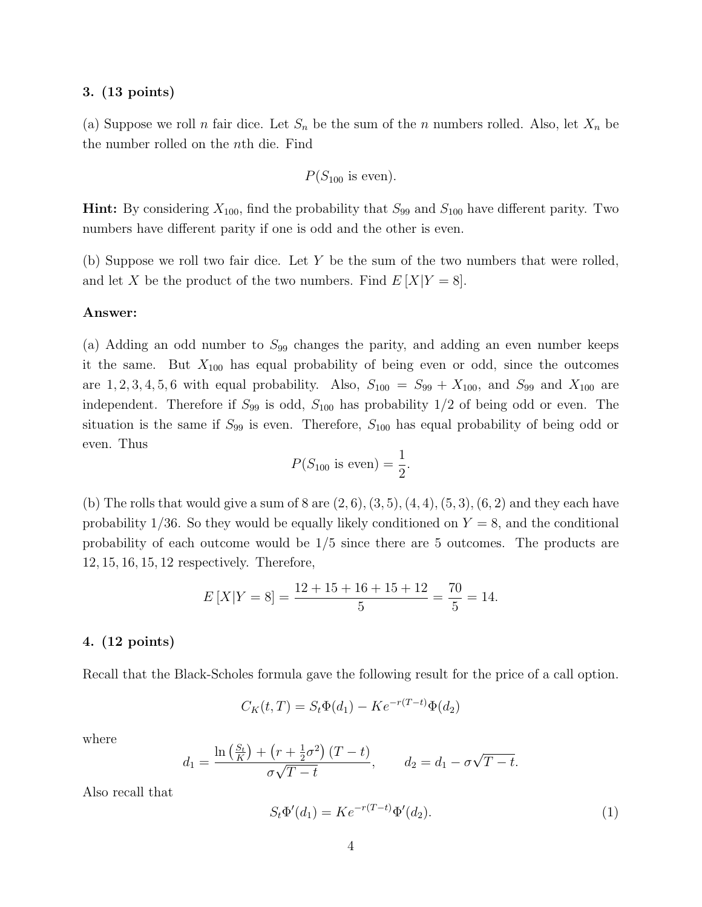**3. (13 points)**

(a) Suppose we roll $n$ fair dice. Let $S_n$ be the sum of the $n$ numbers rolled. Also, let $X_n$ be the number rolled on the $n$th die. Find

$$P(S_{100} \text{ is even}).$$

**Hint:** By considering $X_{100}$, find the probability that $S_{99}$ and $S_{100}$ have different parity. Two numbers have different parity if one is odd and the other is even.

(b) Suppose we roll two fair dice. Let $Y$ be the sum of the two numbers that were rolled, and let $X$ be the product of the two numbers. Find $E\left[X|Y=8\right]$.

**Answer:**

(a) Adding an odd number to $S_{99}$ changes the parity, and adding an even number keeps it the same. But $X_{100}$ has equal probability of being even or odd, since the outcomes are $1, 2, 3, 4, 5, 6$ with equal probability. Also, $S_{100} = S_{99} + X_{100}$, and $S_{99}$ and $X_{100}$ are independent. Therefore if $S_{99}$ is odd, $S_{100}$ has probability $1/2$ of being odd or even. The situation is the same if $S_{99}$ is even. Therefore, $S_{100}$ has equal probability of being odd or even. Thus

$$P(S_{100} \text{ is even}) = \frac{1}{2}.$$

(b) The rolls that would give a sum of 8 are $(2,6), (3,5), (4,4), (5,3), (6,2)$ and they each have probability $1/36$. So they would be equally likely conditioned on $Y = 8$, and the conditional probability of each outcome would be $1/5$ since there are 5 outcomes. The products are $12, 15, 16, 15, 12$ respectively. Therefore,

$$E\left[X|Y=8\right] = \frac{12+15+16+15+12}{5} = \frac{70}{5} = 14.$$

**4. (12 points)**

Recall that the Black-Scholes formula gave the following result for the price of a call option.

$$C_K(t,T) = S_t\Phi(d_1) - Ke^{-r(T-t)}\Phi(d_2)$$

where

$$d_1 = \frac{\ln\left(\frac{S_t}{K}\right) + \left(r + \frac{1}{2}\sigma^2\right)(T-t)}{\sigma\sqrt{T-t}}, \qquad d_2 = d_1 - \sigma\sqrt{T-t}.$$

Also recall that

$$S_t\Phi'(d_1) = Ke^{-r(T-t)}\Phi'(d_2). \tag{1}$$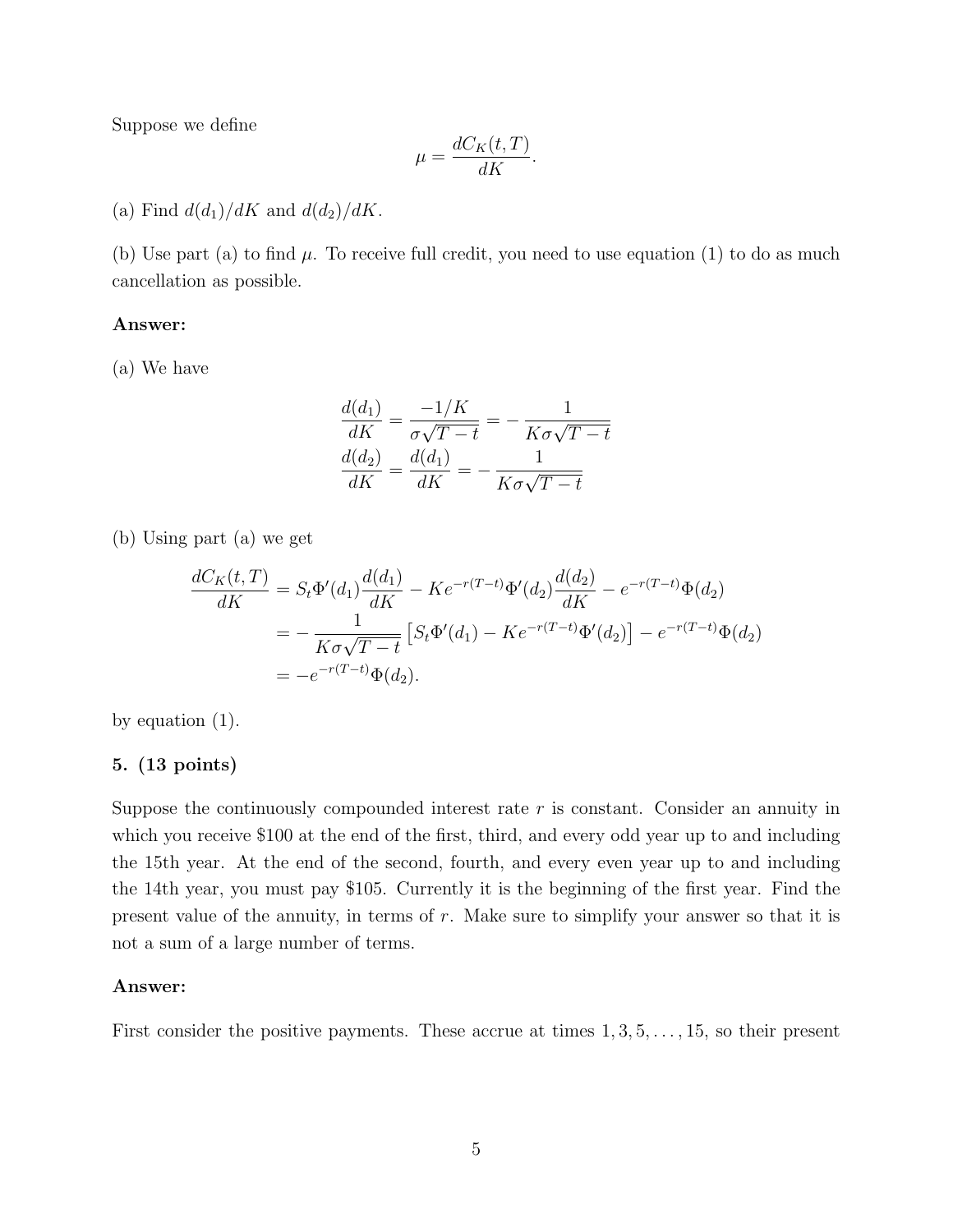Suppose we define

$$\mu = \frac{dC_K(t,T)}{dK}.$$

(a) Find $d(d_1)/dK$ and $d(d_2)/dK$.

(b) Use part (a) to find $\mu$. To receive full credit, you need to use equation (1) to do as much cancellation as possible.

**Answer:**

(a) We have

$$\begin{aligned}
\frac{d(d_1)}{dK} &= \frac{-1/K}{\sigma\sqrt{T-t}} = -\frac{1}{K\sigma\sqrt{T-t}} \\
\frac{d(d_2)}{dK} &= \frac{d(d_1)}{dK} = -\frac{1}{K\sigma\sqrt{T-t}}
\end{aligned}$$

(b) Using part (a) we get

$$\begin{aligned}
\frac{dC_K(t,T)}{dK} &= S_t\Phi'(d_1)\frac{d(d_1)}{dK} - Ke^{-r(T-t)}\Phi'(d_2)\frac{d(d_2)}{dK} - e^{-r(T-t)}\Phi(d_2) \\
&= -\frac{1}{K\sigma\sqrt{T-t}}\left[S_t\Phi'(d_1) - Ke^{-r(T-t)}\Phi'(d_2)\right] - e^{-r(T-t)}\Phi(d_2) \\
&= -e^{-r(T-t)}\Phi(d_2).
\end{aligned}$$

by equation (1).

**5. (13 points)**

Suppose the continuously compounded interest rate $r$ is constant. Consider an annuity in which you receive \$100 at the end of the first, third, and every odd year up to and including the 15th year. At the end of the second, fourth, and every even year up to and including the 14th year, you must pay \$105. Currently it is the beginning of the first year. Find the present value of the annuity, in terms of $r$. Make sure to simplify your answer so that it is not a sum of a large number of terms.

**Answer:**

First consider the positive payments. These accrue at times $1, 3, 5, \ldots, 15$, so their present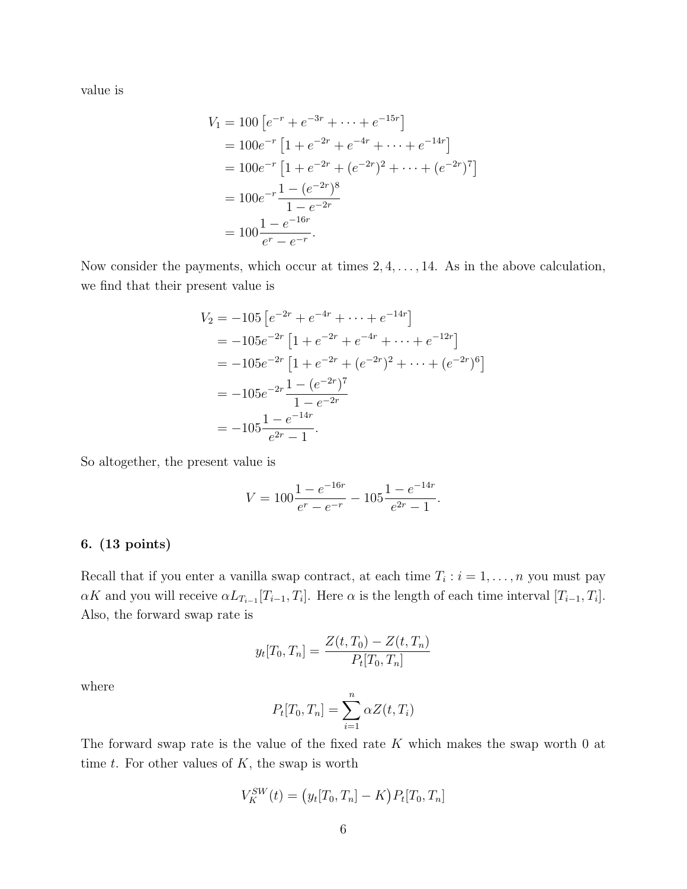value is

$$
\begin{aligned}
V_1 &= 100\left[e^{-r} + e^{-3r} + \cdots + e^{-15r}\right] \\
&= 100e^{-r}\left[1 + e^{-2r} + e^{-4r} + \cdots + e^{-14r}\right] \\
&= 100e^{-r}\left[1 + e^{-2r} + (e^{-2r})^2 + \cdots + (e^{-2r})^7\right] \\
&= 100e^{-r}\frac{1-(e^{-2r})^8}{1-e^{-2r}} \\
&= 100\frac{1-e^{-16r}}{e^{r}-e^{-r}}.
\end{aligned}
$$

Now consider the payments, which occur at times $2, 4, \ldots, 14$. As in the above calculation, we find that their present value is

$$
\begin{aligned}
V_2 &= -105\left[e^{-2r} + e^{-4r} + \cdots + e^{-14r}\right] \\
&= -105e^{-2r}\left[1 + e^{-2r} + e^{-4r} + \cdots + e^{-12r}\right] \\
&= -105e^{-2r}\left[1 + e^{-2r} + (e^{-2r})^2 + \cdots + (e^{-2r})^6\right] \\
&= -105e^{-2r}\frac{1-(e^{-2r})^7}{1-e^{-2r}} \\
&= -105\frac{1-e^{-14r}}{e^{2r}-1}.
\end{aligned}
$$

So altogether, the present value is

$$
V = 100\frac{1-e^{-16r}}{e^{r}-e^{-r}} - 105\frac{1-e^{-14r}}{e^{2r}-1}.
$$

### 6. (13 points)

Recall that if you enter a vanilla swap contract, at each time $T_i : i = 1, \ldots, n$ you must pay $\alpha K$ and you will receive $\alpha L_{T_{i-1}}[T_{i-1}, T_i]$. Here $\alpha$ is the length of each time interval $[T_{i-1}, T_i]$. Also, the forward swap rate is

$$
y_t[T_0, T_n] = \frac{Z(t, T_0) - Z(t, T_n)}{P_t[T_0, T_n]}
$$

where

$$
P_t[T_0, T_n] = \sum_{i=1}^{n} \alpha Z(t, T_i)
$$

The forward swap rate is the value of the fixed rate $K$ which makes the swap worth 0 at time $t$. For other values of $K$, the swap is worth

$$
V_K^{SW}(t) = \big(y_t[T_0, T_n] - K\big) P_t[T_0, T_n]
$$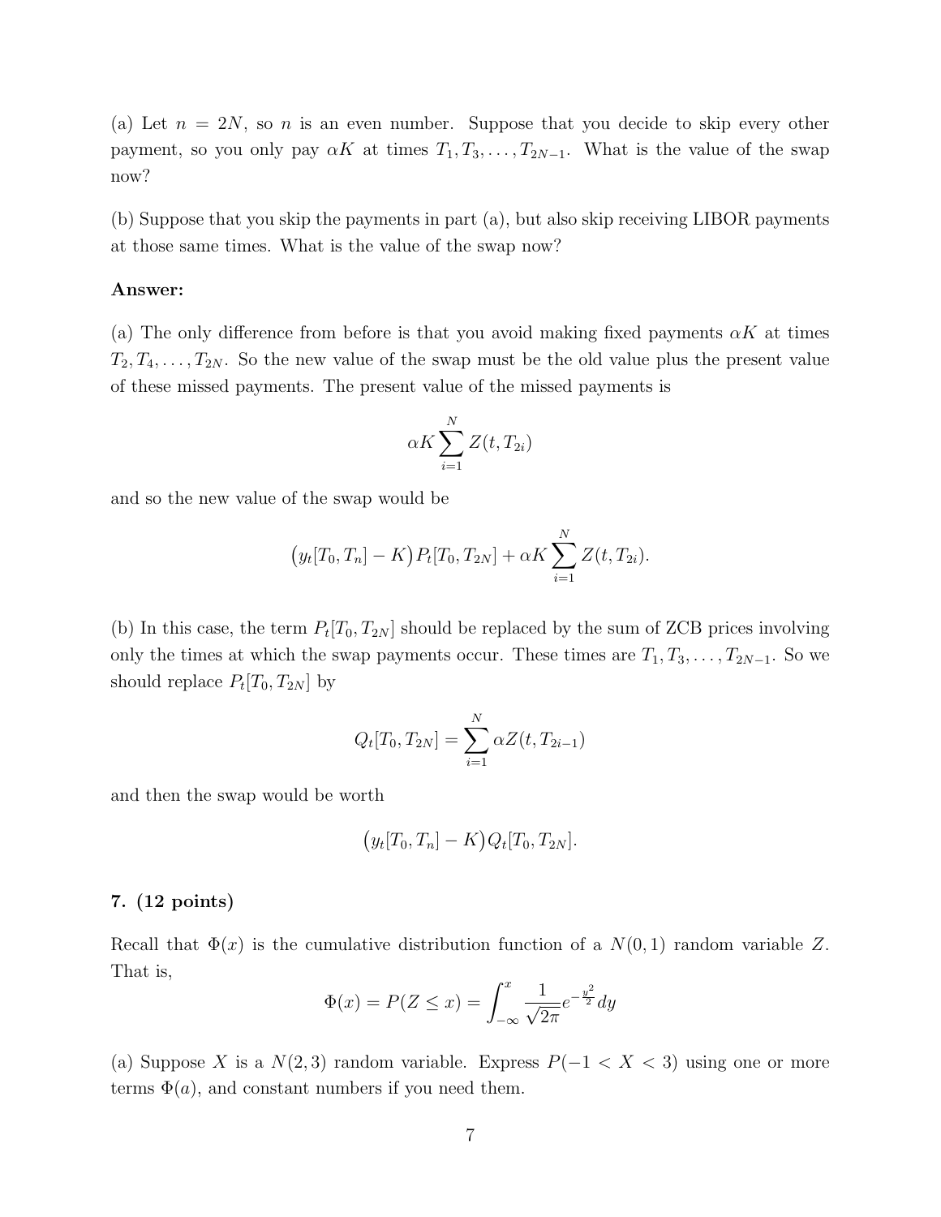(a) Let $n = 2N$, so $n$ is an even number. Suppose that you decide to skip every other payment, so you only pay $\alpha K$ at times $T_1, T_3, \ldots, T_{2N-1}$. What is the value of the swap now?

(b) Suppose that you skip the payments in part (a), but also skip receiving LIBOR payments at those same times. What is the value of the swap now?

**Answer:**

(a) The only difference from before is that you avoid making fixed payments $\alpha K$ at times $T_2, T_4, \ldots, T_{2N}$. So the new value of the swap must be the old value plus the present value of these missed payments. The present value of the missed payments is

$$\alpha K \sum_{i=1}^{N} Z(t, T_{2i})$$

and so the new value of the swap would be

$$\big(y_t[T_0, T_n] - K\big) P_t[T_0, T_{2N}] + \alpha K \sum_{i=1}^{N} Z(t, T_{2i}).$$

(b) In this case, the term $P_t[T_0, T_{2N}]$ should be replaced by the sum of ZCB prices involving only the times at which the swap payments occur. These times are $T_1, T_3, \ldots, T_{2N-1}$. So we should replace $P_t[T_0, T_{2N}]$ by

$$Q_t[T_0, T_{2N}] = \sum_{i=1}^{N} \alpha Z(t, T_{2i-1})$$

and then the swap would be worth

$$\big(y_t[T_0, T_n] - K\big) Q_t[T_0, T_{2N}].$$

### 7. (12 points)

Recall that $\Phi(x)$ is the cumulative distribution function of a $N(0, 1)$ random variable $Z$. That is,

$$\Phi(x) = P(Z \leq x) = \int_{-\infty}^{x} \frac{1}{\sqrt{2\pi}} e^{-\frac{y^2}{2}} dy$$

(a) Suppose $X$ is a $N(2, 3)$ random variable. Express $P(-1 < X < 3)$ using one or more terms $\Phi(a)$, and constant numbers if you need them.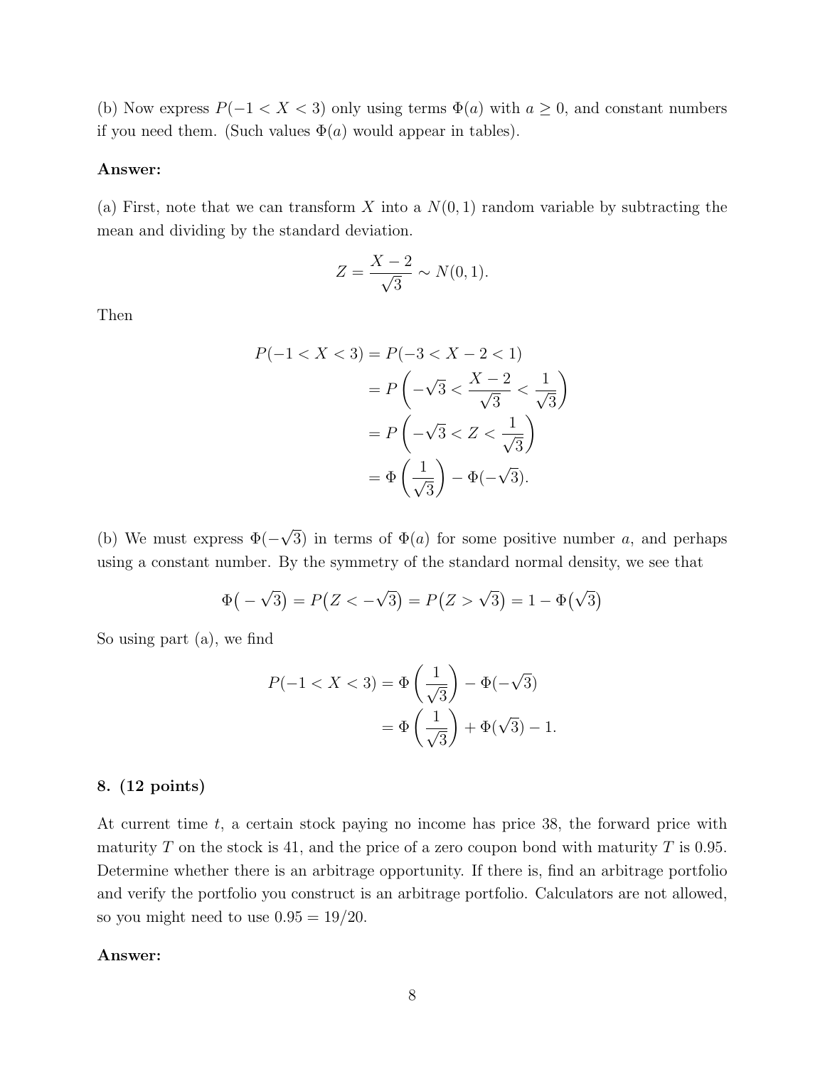(b) Now express $P(-1 < X < 3)$ only using terms $\Phi(a)$ with $a \geq 0$, and constant numbers if you need them. (Such values $\Phi(a)$ would appear in tables).

**Answer:**

(a) First, note that we can transform $X$ into a $N(0,1)$ random variable by subtracting the mean and dividing by the standard deviation.

$$Z = \frac{X-2}{\sqrt{3}} \sim N(0,1).$$

Then

$$\begin{aligned}
P(-1 < X < 3) &= P(-3 < X - 2 < 1) \\
&= P\left(-\sqrt{3} < \frac{X-2}{\sqrt{3}} < \frac{1}{\sqrt{3}}\right) \\
&= P\left(-\sqrt{3} < Z < \frac{1}{\sqrt{3}}\right) \\
&= \Phi\left(\frac{1}{\sqrt{3}}\right) - \Phi(-\sqrt{3}).
\end{aligned}$$

(b) We must express $\Phi(-\sqrt{3})$ in terms of $\Phi(a)$ for some positive number $a$, and perhaps using a constant number. By the symmetry of the standard normal density, we see that

$$\Phi\big(-\sqrt{3}\big) = P\big(Z < -\sqrt{3}\big) = P\big(Z > \sqrt{3}\big) = 1 - \Phi\big(\sqrt{3}\big)$$

So using part (a), we find

$$\begin{aligned}
P(-1 < X < 3) &= \Phi\left(\frac{1}{\sqrt{3}}\right) - \Phi(-\sqrt{3}) \\
&= \Phi\left(\frac{1}{\sqrt{3}}\right) + \Phi(\sqrt{3}) - 1.
\end{aligned}$$

**8. (12 points)**

At current time $t$, a certain stock paying no income has price 38, the forward price with maturity $T$ on the stock is 41, and the price of a zero coupon bond with maturity $T$ is 0.95. Determine whether there is an arbitrage opportunity. If there is, find an arbitrage portfolio and verify the portfolio you construct is an arbitrage portfolio. Calculators are not allowed, so you might need to use $0.95 = 19/20$.

**Answer:**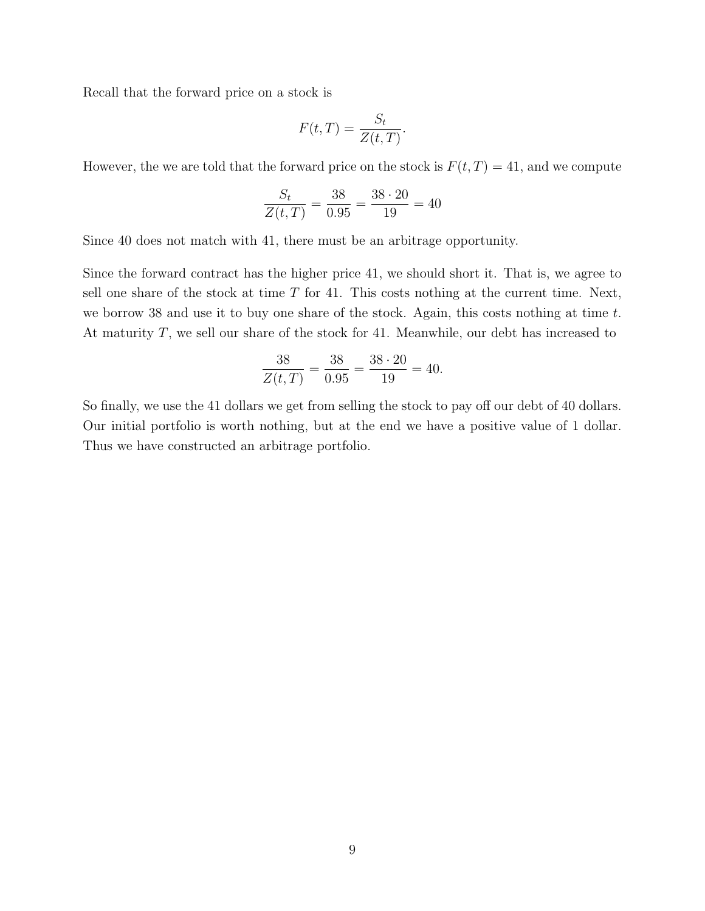Recall that the forward price on a stock is

$$F(t,T) = \frac{S_t}{Z(t,T)}.$$

However, the we are told that the forward price on the stock is $F(t,T) = 41$, and we compute

$$\frac{S_t}{Z(t,T)} = \frac{38}{0.95} = \frac{38 \cdot 20}{19} = 40$$

Since 40 does not match with 41, there must be an arbitrage opportunity.

Since the forward contract has the higher price 41, we should short it. That is, we agree to sell one share of the stock at time $T$ for 41. This costs nothing at the current time. Next, we borrow 38 and use it to buy one share of the stock. Again, this costs nothing at time $t$. At maturity $T$, we sell our share of the stock for 41. Meanwhile, our debt has increased to

$$\frac{38}{Z(t,T)} = \frac{38}{0.95} = \frac{38 \cdot 20}{19} = 40.$$

So finally, we use the 41 dollars we get from selling the stock to pay off our debt of 40 dollars. Our initial portfolio is worth nothing, but at the end we have a positive value of 1 dollar. Thus we have constructed an arbitrage portfolio.